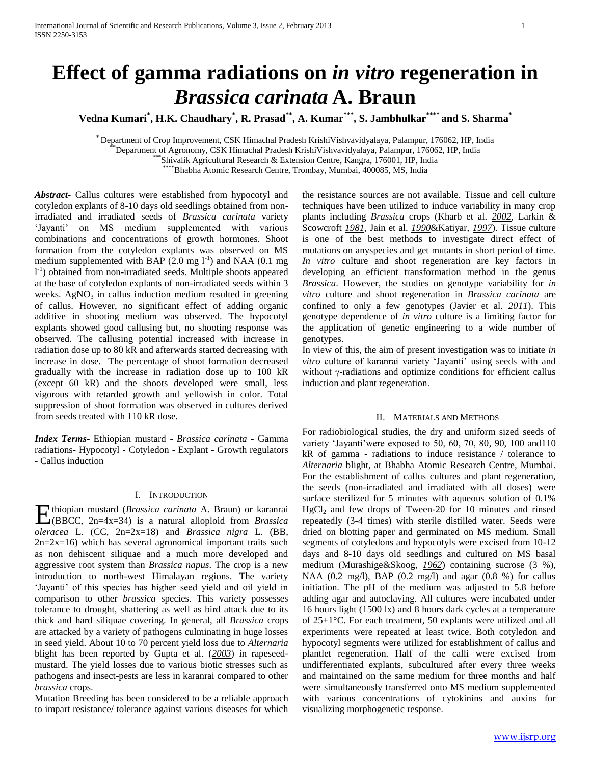# Effect of gamma radiations on *in vitro* regeneration in *Brassica carinata* A. Braun

**Vedna Kumari[*], H.K. Chaudhary[*], R. Prasad[**], A. Kumar[***], S. Jambhulkar[****] and S. Sharma[*]**

[*] Department of Crop Improvement, CSK Himachal Pradesh KrishiVishvavidyalaya, Palampur, 176062, HP, India
[**] Department of Agronomy, CSK Himachal Pradesh KrishiVishvavidyalaya, Palampur, 176062, HP, India
[***] Shivalik Agricultural Research & Extension Centre, Kangra, 176001, HP, India
[****] Bhabha Atomic Research Centre, Trombay, Mumbai, 400085, MS, India

***Abstract*-** Callus cultures were established from hypocotyl and cotyledon explants of 8-10 days old seedlings obtained from non-irradiated and irradiated seeds of *Brassica carinata* variety 'Jayanti' on MS medium supplemented with various combinations and concentrations of growth hormones. Shoot formation from the cotyledon explants was observed on MS medium supplemented with BAP (2.0 mg $l^{-1}$) and NAA (0.1 mg $l^{-1}$) obtained from non-irradiated seeds. Multiple shoots appeared at the base of cotyledon explants of non-irradiated seeds within 3 weeks. $AgNO_3$ in callus induction medium resulted in greening of callus. However, no significant effect of adding organic additive in shooting medium was observed. The hypocotyl explants showed good callusing but, no shooting response was observed. The callusing potential increased with increase in radiation dose up to 80 kR and afterwards started decreasing with increase in dose. The percentage of shoot formation decreased gradually with the increase in radiation dose up to 100 kR (except 60 kR) and the shoots developed were small, less vigorous with retarded growth and yellowish in color. Total suppression of shoot formation was observed in cultures derived from seeds treated with 110 kR dose.

***Index Terms*-** Ethiopian mustard - *Brassica carinata* - Gamma radiations- Hypocotyl - Cotyledon - Explant - Growth regulators - Callus induction

## I. Introduction

Ethiopian mustard (*Brassica carinata* A. Braun) or karanrai (BBCC, 2n=4x=34) is a natural alloploid from *Brassica oleracea* L. (CC, 2n=2x=18) and *Brassica nigra* L. (BB, 2n=2x=16) which has several agronomical important traits such as non dehiscent siliquae and a much more developed and aggressive root system than *Brassica napus*. The crop is a new introduction to north-west Himalayan regions. The variety 'Jayanti' of this species has higher seed yield and oil yield in comparison to other *brassica* species. This variety possesses tolerance to drought, shattering as well as bird attack due to its thick and hard siliquae covering. In general, all *Brassica* crops are attacked by a variety of pathogens culminating in huge losses in seed yield. About 10 to 70 percent yield loss due to *Alternaria* blight has been reported by Gupta et al. (*2003*) in rapeseed-mustard. The yield losses due to various biotic stresses such as pathogens and insect-pests are less in karanrai compared to other *brassica* crops.

Mutation Breeding has been considered to be a reliable approach to impart resistance/ tolerance against various diseases for which the resistance sources are not available. Tissue and cell culture techniques have been utilized to induce variability in many crop plants including *Brassica* crops (Kharb et al. *2002*, Larkin & Scowcroft *1981*, Jain et al. *1990*&Katiyar, *1997*). Tissue culture is one of the best methods to investigate direct effect of mutations on anyspecies and get mutants in short period of time. *In vitro* culture and shoot regeneration are key factors in developing an efficient transformation method in the genus *Brassica*. However, the studies on genotype variability for *in vitro* culture and shoot regeneration in *Brassica carinata* are confined to only a few genotypes (Javier et al. *2011*). This genotype dependence of *in vitro* culture is a limiting factor for the application of genetic engineering to a wide number of genotypes.

In view of this, the aim of present investigation was to initiate *in vitro* culture of karanrai variety 'Jayanti' using seeds with and without γ-radiations and optimize conditions for efficient callus induction and plant regeneration.

## II. Materials and Methods

For radiobiological studies, the dry and uniform sized seeds of variety 'Jayanti'were exposed to 50, 60, 70, 80, 90, 100 and110 kR of gamma - radiations to induce resistance / tolerance to *Alternaria* blight, at Bhabha Atomic Research Centre, Mumbai. For the establishment of callus cultures and plant regeneration, the seeds (non-irradiated and irradiated with all doses) were surface sterilized for 5 minutes with aqueous solution of 0.1% $HgCl_2$ and few drops of Tween-20 for 10 minutes and rinsed repeatedly (3-4 times) with sterile distilled water. Seeds were dried on blotting paper and germinated on MS medium. Small segments of cotyledons and hypocotyls were excised from 10-12 days and 8-10 days old seedlings and cultured on MS basal medium (Murashige&Skoog, *1962*) containing sucrose (3 %), NAA (0.2 mg/l), BAP (0.2 mg/l) and agar (0.8 %) for callus initiation. The pH of the medium was adjusted to 5.8 before adding agar and autoclaving. All cultures were incubated under 16 hours light (1500 lx) and 8 hours dark cycles at a temperature of 25±1°C. For each treatment, 50 explants were utilized and all experiments were repeated at least twice. Both cotyledon and hypocotyl segments were utilized for establishment of callus and plantlet regeneration. Half of the calli were excised from undifferentiated explants, subcultured after every three weeks and maintained on the same medium for three months and half were simultaneously transferred onto MS medium supplemented with various concentrations of cytokinins and auxins for visualizing morphogenetic response.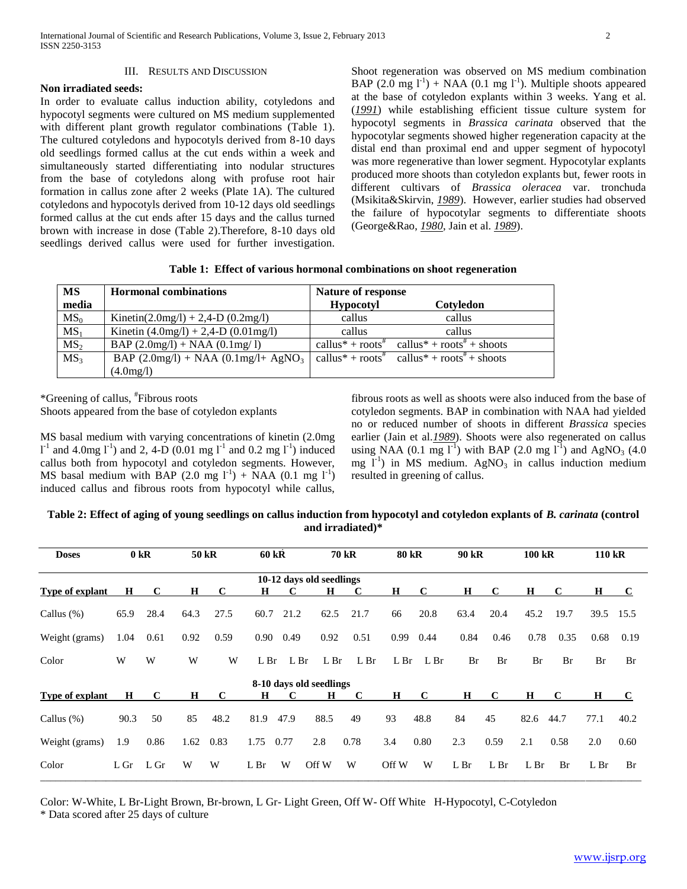### III. Results and Discussion

**Non irradiated seeds:**

In order to evaluate callus induction ability, cotyledons and hypocotyl segments were cultured on MS medium supplemented with different plant growth regulator combinations (Table 1). The cultured cotyledons and hypocotyls derived from 8-10 days old seedlings formed callus at the cut ends within a week and simultaneously started differentiating into nodular structures from the base of cotyledons along with profuse root hair formation in callus zone after 2 weeks (Plate 1A). The cultured cotyledons and hypocotyls derived from 10-12 days old seedlings formed callus at the cut ends after 15 days and the callus turned brown with increase in dose (Table 2).Therefore, 8-10 days old seedlings derived callus were used for further investigation. Shoot regeneration was observed on MS medium combination BAP (2.0 mg $l^{-1}$) + NAA (0.1 mg $l^{-1}$). Multiple shoots appeared at the base of cotyledon explants within 3 weeks. Yang et al. (*1991*) while establishing efficient tissue culture system for hypocotyl segments in *Brassica carinata* observed that the hypocotylar segments showed higher regeneration capacity at the distal end than proximal end and upper segment of hypocotyl was more regenerative than lower segment. Hypocotylar explants produced more shoots than cotyledon explants but, fewer roots in different cultivars of *Brassica oleracea* var. tronchuda (Msikita&Skirvin, *1989*). However, earlier studies had observed the failure of hypocotylar segments to differentiate shoots (George&Rao, *1980*, Jain et al. *1989*).

**Table 1: Effect of various hormonal combinations on shoot regeneration**

| MS media | Hormonal combinations | Nature of response | |
|---|---|---|---|
| | | **Hypocotyl** | **Cotyledon** |
| $MS_0$ | Kinetin(2.0mg/l) + 2,4-D (0.2mg/l) | callus | callus |
| $MS_1$ | Kinetin (4.0mg/l) + 2,4-D (0.01mg/l) | callus | callus |
| $MS_2$ | BAP (2.0mg/l) + NAA (0.1mg/ l) | callus* + roots# | callus* + roots# + shoots |
| $MS_3$ | BAP (2.0mg/l) + NAA (0.1mg/l+ $AgNO_3$ (4.0mg/l) | callus* + roots# | callus* + roots# + shoots |

*Greening of callus, #Fibrous roots

Shoots appeared from the base of cotyledon explants

MS basal medium with varying concentrations of kinetin (2.0mg $l^{-1}$ and 4.0mg $l^{-1}$) and 2, 4-D (0.01 mg $l^{-1}$ and 0.2 mg $l^{-1}$) induced callus both from hypocotyl and cotyledon segments. However, MS basal medium with BAP (2.0 mg $l^{-1}$) + NAA (0.1 mg $l^{-1}$) induced callus and fibrous roots from hypocotyl while callus, fibrous roots as well as shoots were also induced from the base of cotyledon segments. BAP in combination with NAA had yielded no or reduced number of shoots in different *Brassica* species earlier (Jain et al.*1989*). Shoots were also regenerated on callus using NAA (0.1 mg $l^{-1}$) with BAP (2.0 mg $l^{-1}$) and $AgNO_3$ (4.0 mg $l^{-1}$) in MS medium. $AgNO_3$ in callus induction medium resulted in greening of callus.

**Table 2: Effect of aging of young seedlings on callus induction from hypocotyl and cotyledon explants of *B. carinata* (control and irradiated)***

| Doses | 0 kR | | 50 kR | | 60 kR | | 70 kR | | 80 kR | | 90 kR | | 100 kR | | 110 kR | |
|---|---|---|---|---|---|---|---|---|---|---|---|---|---|---|---|---|
| **10-12 days old seedlings** | | | | | | | | | | | | | | | | |
| **Type of explant** | **H** | **C** | **H** | **C** | **H** | **C** | **H** | **C** | **H** | **C** | **H** | **C** | **H** | **C** | **H** | **C** |
| Callus (%) | 65.9 | 28.4 | 64.3 | 27.5 | 60.7 | 21.2 | 62.5 | 21.7 | 66 | 20.8 | 63.4 | 20.4 | 45.2 | 19.7 | 39.5 | 15.5 |
| Weight (grams) | 1.04 | 0.61 | 0.92 | 0.59 | 0.90 | 0.49 | 0.92 | 0.51 | 0.99 | 0.44 | 0.84 | 0.46 | 0.78 | 0.35 | 0.68 | 0.19 |
| Color | W | W | W | W | L Br | L Br | L Br | L Br | L Br | L Br | Br | Br | Br | Br | Br | Br |
| **8-10 days old seedlings** | | | | | | | | | | | | | | | | |
| **Type of explant** | **H** | **C** | **H** | **C** | **H** | **C** | **H** | **C** | **H** | **C** | **H** | **C** | **H** | **C** | **H** | **C** |
| Callus (%) | 90.3 | 50 | 85 | 48.2 | 81.9 | 47.9 | 88.5 | 49 | 93 | 48.8 | 84 | 45 | 82.6 | 44.7 | 77.1 | 40.2 |
| Weight (grams) | 1.9 | 0.86 | 1.62 | 0.83 | 1.75 | 0.77 | 2.8 | 0.78 | 3.4 | 0.80 | 2.3 | 0.59 | 2.1 | 0.58 | 2.0 | 0.60 |
| Color | L Gr | L Gr | W | W | L Br | W | Off W | W | Off W | W | L Br | L Br | L Br | Br | L Br | Br |

Color: W-White, L Br-Light Brown, Br-brown, L Gr- Light Green, Off W- Off White H-Hypocotyl, C-Cotyledon

\* Data scored after 25 days of culture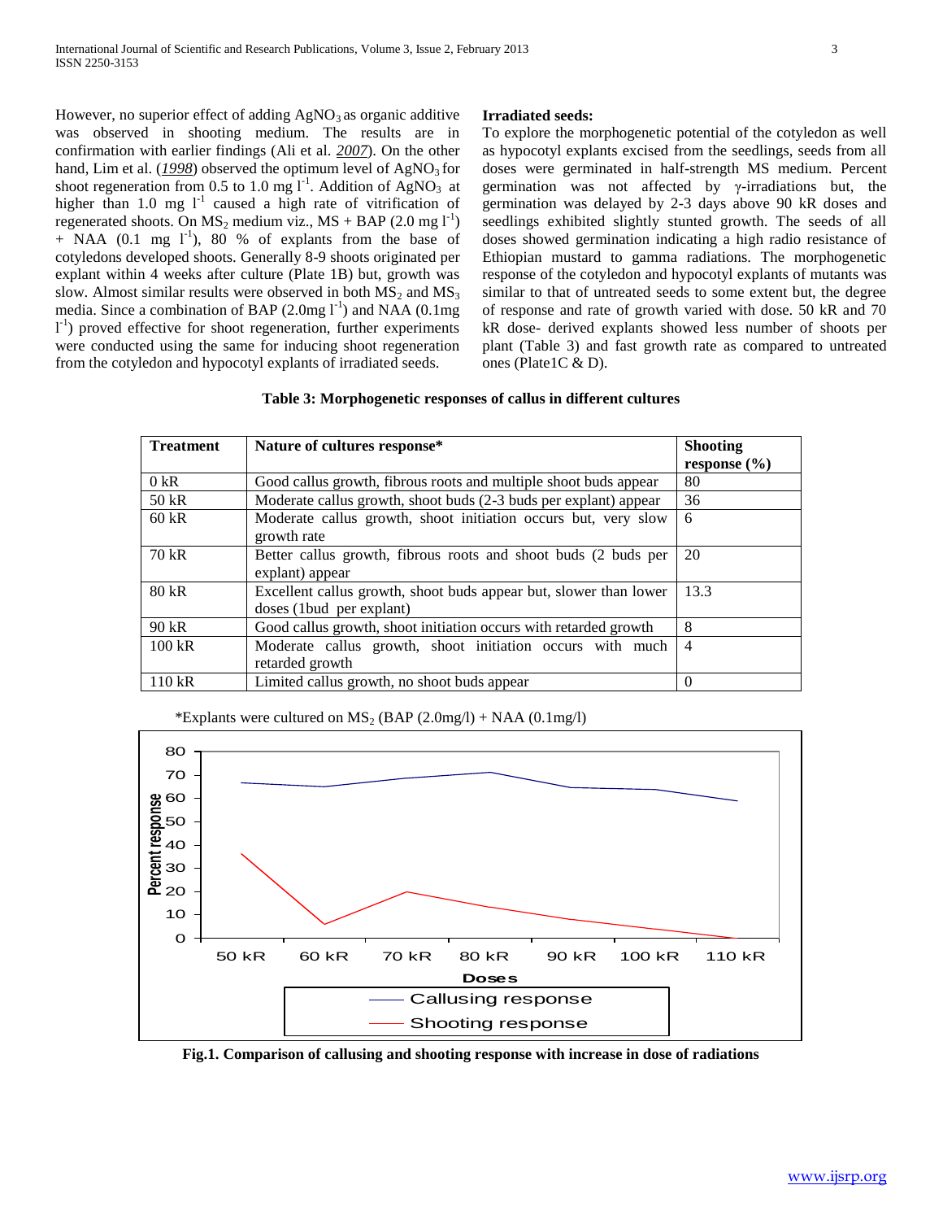However, no superior effect of adding $AgNO_3$ as organic additive was observed in shooting medium. The results are in confirmation with earlier findings (Ali et al. *2007*). On the other hand, Lim et al. (*1998*) observed the optimum level of $AgNO_3$ for shoot regeneration from 0.5 to 1.0 mg $l^{-1}$. Addition of $AgNO_3$ at higher than 1.0 mg $l^{-1}$ caused a high rate of vitrification of regenerated shoots. On $MS_2$ medium viz., MS + BAP (2.0 mg $l^{-1}$) + NAA (0.1 mg $l^{-1}$), 80 % of explants from the base of cotyledons developed shoots. Generally 8-9 shoots originated per explant within 4 weeks after culture (Plate 1B) but, growth was slow. Almost similar results were observed in both $MS_2$ and $MS_3$ media. Since a combination of BAP (2.0mg $l^{-1}$) and NAA (0.1mg $l^{-1}$) proved effective for shoot regeneration, further experiments were conducted using the same for inducing shoot regeneration from the cotyledon and hypocotyl explants of irradiated seeds.

**Irradiated seeds:**

To explore the morphogenetic potential of the cotyledon as well as hypocotyl explants excised from the seedlings, seeds from all doses were germinated in half-strength MS medium. Percent germination was not affected by $\gamma$-irradiations but, the germination was delayed by 2-3 days above 90 kR doses and seedlings exhibited slightly stunted growth. The seeds of all doses showed germination indicating a high radio resistance of Ethiopian mustard to gamma radiations. The morphogenetic response of the cotyledon and hypocotyl explants of mutants was similar to that of untreated seeds to some extent but, the degree of response and rate of growth varied with dose. 50 kR and 70 kR dose- derived explants showed less number of shoots per plant (Table 3) and fast growth rate as compared to untreated ones (Plate1C & D).

**Table 3: Morphogenetic responses of callus in different cultures**

| Treatment | Nature of cultures response* | Shooting response (%) |
|---|---|---|
| 0 kR | Good callus growth, fibrous roots and multiple shoot buds appear | 80 |
| 50 kR | Moderate callus growth, shoot buds (2-3 buds per explant) appear | 36 |
| 60 kR | Moderate callus growth, shoot initiation occurs but, very slow growth rate | 6 |
| 70 kR | Better callus growth, fibrous roots and shoot buds (2 buds per explant) appear | 20 |
| 80 kR | Excellent callus growth, shoot buds appear but, slower than lower doses (1bud per explant) | 13.3 |
| 90 kR | Good callus growth, shoot initiation occurs with retarded growth | 8 |
| 100 kR | Moderate callus growth, shoot initiation occurs with much retarded growth | 4 |
| 110 kR | Limited callus growth, no shoot buds appear | 0 |

*Explants were cultured on $MS_2$ (BAP (2.0mg/l) + NAA (0.1mg/l)

**Fig.1. Comparison of callusing and shooting response with increase in dose of radiations**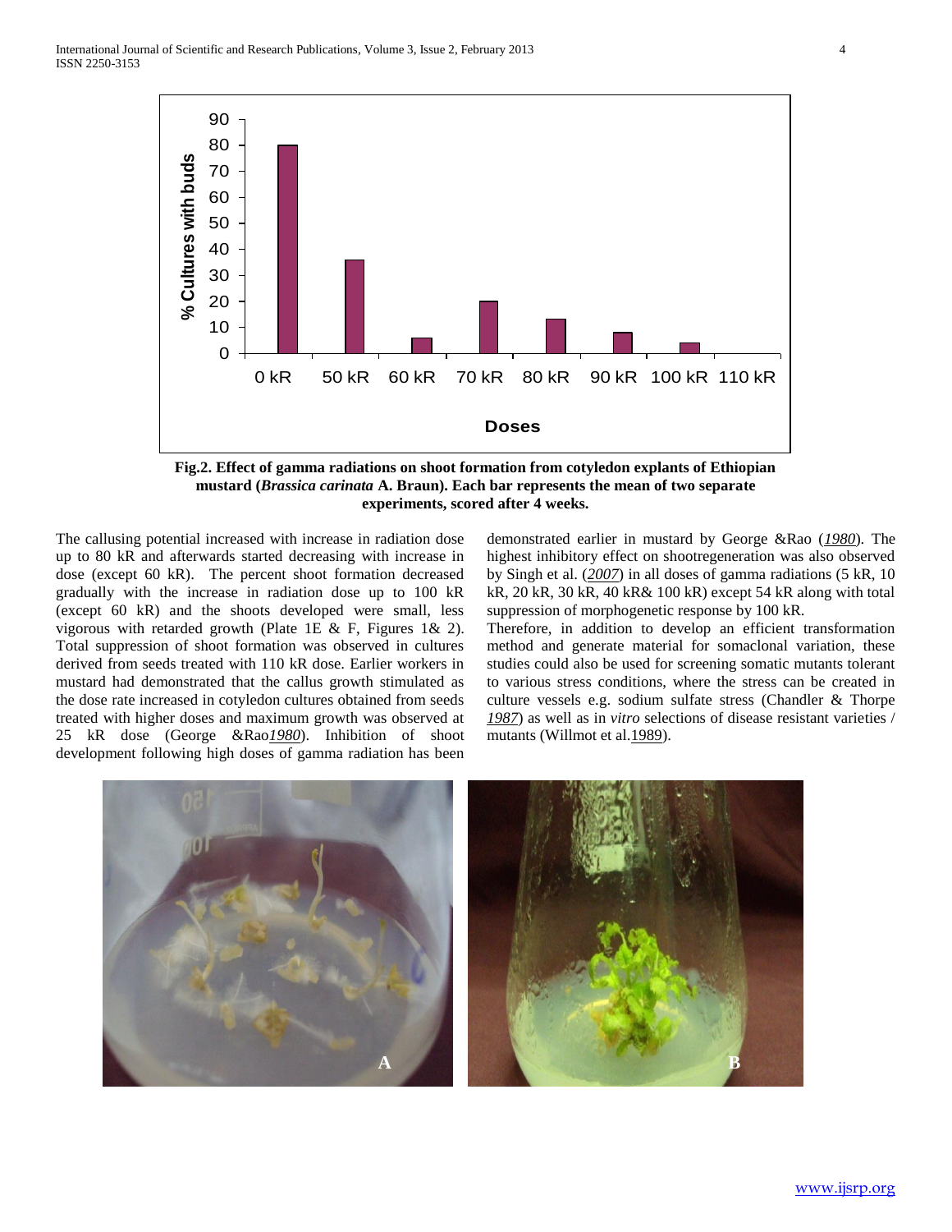Fig.2. **Effect of gamma radiations on shoot formation from cotyledon explants of Ethiopian mustard (*Brassica carinata* A. Braun). Each bar represents the mean of two separate experiments, scored after 4 weeks.**

The callusing potential increased with increase in radiation dose up to 80 kR and afterwards started decreasing with increase in dose (except 60 kR). The percent shoot formation decreased gradually with the increase in radiation dose up to 100 kR (except 60 kR) and the shoots developed were small, less vigorous with retarded growth (Plate 1E & F, Figures 1& 2). Total suppression of shoot formation was observed in cultures derived from seeds treated with 110 kR dose. Earlier workers in mustard had demonstrated that the callus growth stimulated as the dose rate increased in cotyledon cultures obtained from seeds treated with higher doses and maximum growth was observed at 25 kR dose (George &Rao*1980*). Inhibition of shoot development following high doses of gamma radiation has been demonstrated earlier in mustard by George &Rao (*1980*). The highest inhibitory effect on shootregeneration was also observed by Singh et al. (*2007*) in all doses of gamma radiations (5 kR, 10 kR, 20 kR, 30 kR, 40 kR& 100 kR) except 54 kR along with total suppression of morphogenetic response by 100 kR.

Therefore, in addition to develop an efficient transformation method and generate material for somaclonal variation, these studies could also be used for screening somatic mutants tolerant to various stress conditions, where the stress can be created in culture vessels e.g. sodium sulfate stress (Chandler & Thorpe *1987*) as well as in *vitro* selections of disease resistant varieties / mutants (Willmot et al.1989).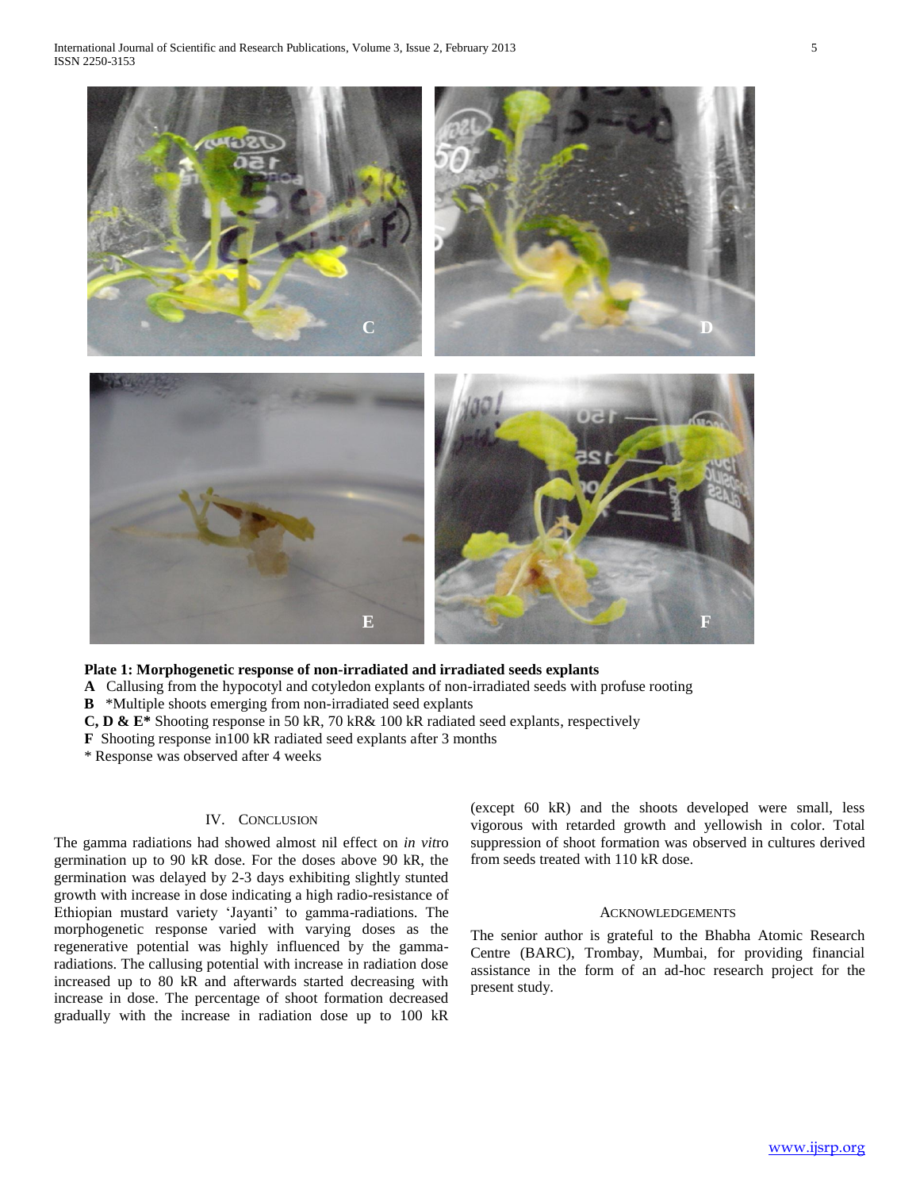**Plate 1: Morphogenetic response of non-irradiated and irradiated seeds explants**

**A** Callusing from the hypocotyl and cotyledon explants of non-irradiated seeds with profuse rooting

**B** *Multiple shoots emerging from non-irradiated seed explants

**C, D & E*** Shooting response in 50 kR, 70 kR& 100 kR radiated seed explants, respectively

**F** Shooting response in100 kR radiated seed explants after 3 months

* Response was observed after 4 weeks

## IV. Conclusion

The gamma radiations had showed almost nil effect on *in vit*ro germination up to 90 kR dose. For the doses above 90 kR, the germination was delayed by 2-3 days exhibiting slightly stunted growth with increase in dose indicating a high radio-resistance of Ethiopian mustard variety 'Jayanti' to gamma-radiations. The morphogenetic response varied with varying doses as the regenerative potential was highly influenced by the gamma-radiations. The callusing potential with increase in radiation dose increased up to 80 kR and afterwards started decreasing with increase in dose. The percentage of shoot formation decreased gradually with the increase in radiation dose up to 100 kR (except 60 kR) and the shoots developed were small, less vigorous with retarded growth and yellowish in color. Total suppression of shoot formation was observed in cultures derived from seeds treated with 110 kR dose.

## Acknowledgements

The senior author is grateful to the Bhabha Atomic Research Centre (BARC), Trombay, Mumbai, for providing financial assistance in the form of an ad-hoc research project for the present study.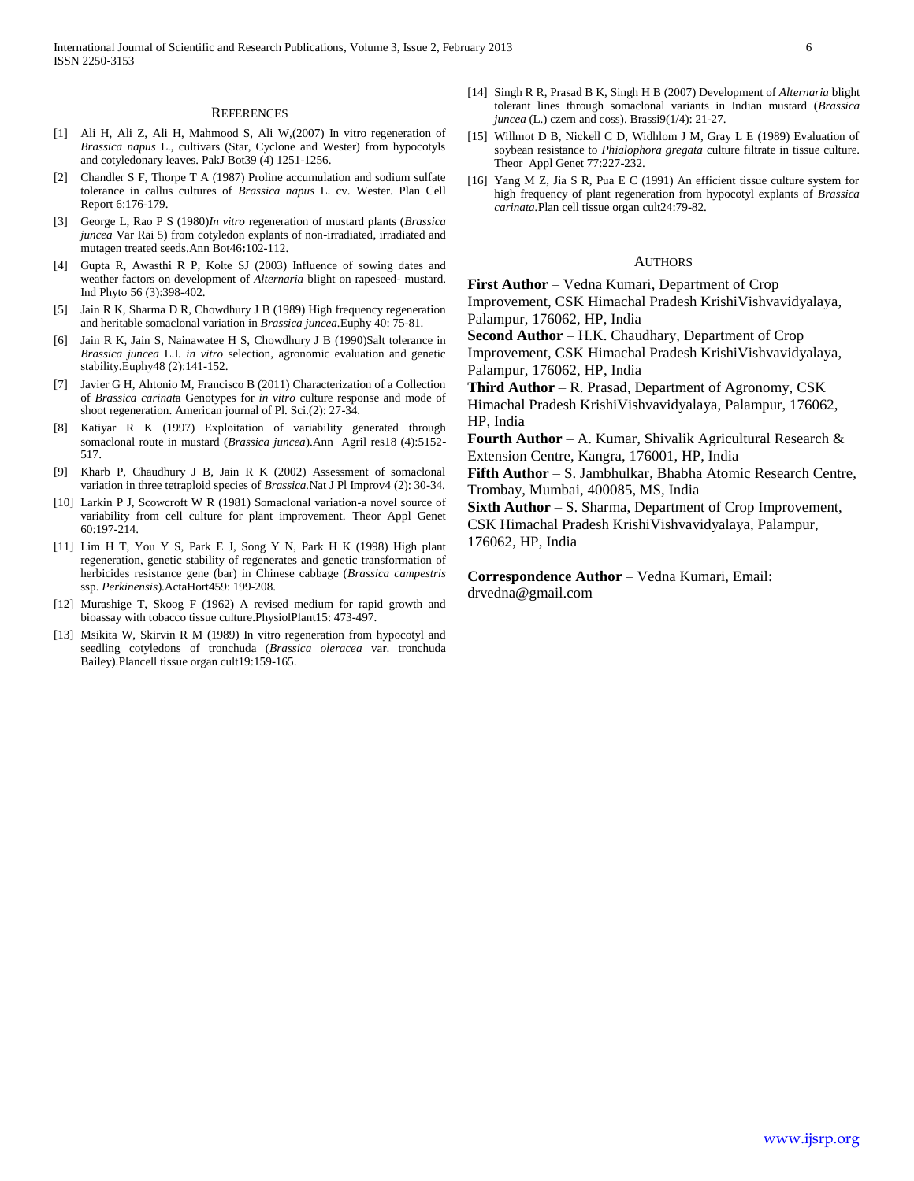## REFERENCES

[1] Ali H, Ali Z, Ali H, Mahmood S, Ali W,(2007) In vitro regeneration of *Brassica napus* L., cultivars (Star, Cyclone and Wester) from hypocotyls and cotyledonary leaves. PakJ Bot39 (4) 1251-1256.

[2] Chandler S F, Thorpe T A (1987) Proline accumulation and sodium sulfate tolerance in callus cultures of *Brassica napus* L. cv. Wester. Plan Cell Report 6:176-179.

[3] George L, Rao P S (1980)*In vitro* regeneration of mustard plants (*Brassica juncea* Var Rai 5) from cotyledon explants of non-irradiated, irradiated and mutagen treated seeds.Ann Bot46**:**102-112.

[4] Gupta R, Awasthi R P, Kolte SJ (2003) Influence of sowing dates and weather factors on development of *Alternaria* blight on rapeseed- mustard. Ind Phyto 56 (3):398-402.

[5] Jain R K, Sharma D R, Chowdhury J B (1989) High frequency regeneration and heritable somaclonal variation in *Brassica juncea.*Euphy 40: 75-81.

[6] Jain R K, Jain S, Nainawatee H S, Chowdhury J B (1990)Salt tolerance in *Brassica juncea* L.I. *in vitro* selection, agronomic evaluation and genetic stability.Euphy48 (2):141-152.

[7] Javier G H, Ahtonio M, Francisco B (2011) Characterization of a Collection of *Brassica carinat*a Genotypes for *in vitro* culture response and mode of shoot regeneration. American journal of Pl. Sci.(2): 27-34.

[8] Katiyar R K (1997) Exploitation of variability generated through somaclonal route in mustard (*Brassica juncea*).Ann Agril res18 (4):5152-517.

[9] Kharb P, Chaudhury J B, Jain R K (2002) Assessment of somaclonal variation in three tetraploid species of *Brassica.*Nat J Pl Improv4 (2): 30-34.

[10] Larkin P J, Scowcroft W R (1981) Somaclonal variation-a novel source of variability from cell culture for plant improvement. Theor Appl Genet 60:197-214.

[11] Lim H T, You Y S, Park E J, Song Y N, Park H K (1998) High plant regeneration, genetic stability of regenerates and genetic transformation of herbicides resistance gene (bar) in Chinese cabbage (*Brassica campestris* ssp. *Perkinensis*).ActaHort459: 199-208.

[12] Murashige T, Skoog F (1962) A revised medium for rapid growth and bioassay with tobacco tissue culture.PhysiolPlant15: 473-497.

[13] Msikita W, Skirvin R M (1989) In vitro regeneration from hypocotyl and seedling cotyledons of tronchuda (*Brassica oleracea* var. tronchuda Bailey).Plancell tissue organ cult19:159-165.

[14] Singh R R, Prasad B K, Singh H B (2007) Development of *Alternaria* blight tolerant lines through somaclonal variants in Indian mustard (*Brassica juncea* (L.) czern and coss). Brassi9(1/4): 21-27.

[15] Willmot D B, Nickell C D, Widhlom J M, Gray L E (1989) Evaluation of soybean resistance to *Phialophora gregata* culture filtrate in tissue culture. Theor Appl Genet 77:227-232.

[16] Yang M Z, Jia S R, Pua E C (1991) An efficient tissue culture system for high frequency of plant regeneration from hypocotyl explants of *Brassica carinata.*Plan cell tissue organ cult24:79-82.

## AUTHORS

**First Author** – Vedna Kumari, Department of Crop Improvement, CSK Himachal Pradesh KrishiVishvavidyalaya, Palampur, 176062, HP, India

**Second Author** – H.K. Chaudhary, Department of Crop Improvement, CSK Himachal Pradesh KrishiVishvavidyalaya, Palampur, 176062, HP, India

**Third Author** – R. Prasad, Department of Agronomy, CSK Himachal Pradesh KrishiVishvavidyalaya, Palampur, 176062, HP, India

**Fourth Author** – A. Kumar, Shivalik Agricultural Research & Extension Centre, Kangra, 176001, HP, India

**Fifth Author** – S. Jambhulkar, Bhabha Atomic Research Centre, Trombay, Mumbai, 400085, MS, India

**Sixth Author** – S. Sharma, Department of Crop Improvement, CSK Himachal Pradesh KrishiVishvavidyalaya, Palampur, 176062, HP, India

**Correspondence Author** – Vedna Kumari, Email: drvedna@gmail.com